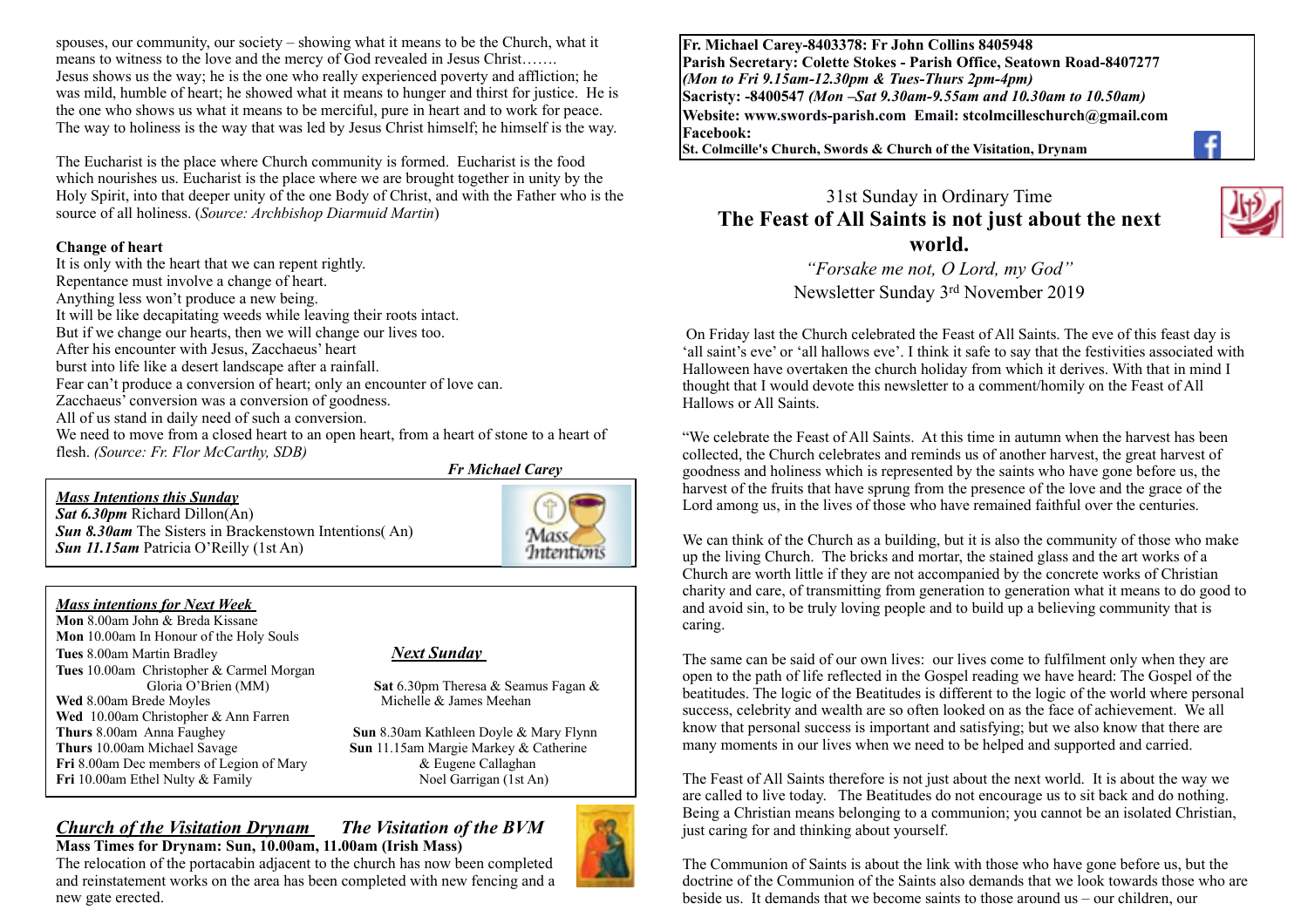**Fr. Michael Carey-8403378: Fr John Collins 8405948**
**Parish Secretary: Colette Stokes - Parish Office, Seatown Road-8407277**
***(Mon to Fri 9.15am-12.30pm & Tues-Thurs 2pm-4pm)***
**Sacristy: -8400547** ***(Mon –Sat 9.30am-9.55am and 10.30am to 10.50am)***
**Website: www.swords-parish.com Email: stcolmcilleschurch@gmail.com**
**Facebook:**
**St. Colmcille's Church, Swords & Church of the Visitation, Drynam**

31st Sunday in Ordinary Time

# The Feast of All Saints is not just about the next world.

*"Forsake me not, O Lord, my God"*

Newsletter Sunday 3rd November 2019

On Friday last the Church celebrated the Feast of All Saints. The eve of this feast day is 'all saint's eve' or 'all hallows eve'. I think it safe to say that the festivities associated with Halloween have overtaken the church holiday from which it derives. With that in mind I thought that I would devote this newsletter to a comment/homily on the Feast of All Hallows or All Saints.

"We celebrate the Feast of All Saints. At this time in autumn when the harvest has been collected, the Church celebrates and reminds us of another harvest, the great harvest of goodness and holiness which is represented by the saints who have gone before us, the harvest of the fruits that have sprung from the presence of the love and the grace of the Lord among us, in the lives of those who have remained faithful over the centuries.

We can think of the Church as a building, but it is also the community of those who make up the living Church. The bricks and mortar, the stained glass and the art works of a Church are worth little if they are not accompanied by the concrete works of Christian charity and care, of transmitting from generation to generation what it means to do good to and avoid sin, to be truly loving people and to build up a believing community that is caring.

The same can be said of our own lives: our lives come to fulfilment only when they are open to the path of life reflected in the Gospel reading we have heard: The Gospel of the beatitudes. The logic of the Beatitudes is different to the logic of the world where personal success, celebrity and wealth are so often looked on as the face of achievement. We all know that personal success is important and satisfying; but we also know that there are many moments in our lives when we need to be helped and supported and carried.

The Feast of All Saints therefore is not just about the next world. It is about the way we are called to live today. The Beatitudes do not encourage us to sit back and do nothing. Being a Christian means belonging to a communion; you cannot be an isolated Christian, just caring for and thinking about yourself.

The Communion of Saints is about the link with those who have gone before us, but the doctrine of the Communion of the Saints also demands that we look towards those who are beside us. It demands that we become saints to those around us – our children, our spouses, our community, our society – showing what it means to be the Church, what it means to witness to the love and the mercy of God revealed in Jesus Christ…….
Jesus shows us the way; he is the one who really experienced poverty and affliction; he was mild, humble of heart; he showed what it means to hunger and thirst for justice. He is the one who shows us what it means to be merciful, pure in heart and to work for peace. The way to holiness is the way that was led by Jesus Christ himself; he himself is the way.

The Eucharist is the place where Church community is formed. Eucharist is the food which nourishes us. Eucharist is the place where we are brought together in unity by the Holy Spirit, into that deeper unity of the one Body of Christ, and with the Father who is the source of all holiness. (*Source: Archbishop Diarmuid Martin*)

**Change of heart**

It is only with the heart that we can repent rightly.
Repentance must involve a change of heart.
Anything less won't produce a new being.
It will be like decapitating weeds while leaving their roots intact.
But if we change our hearts, then we will change our lives too.
After his encounter with Jesus, Zacchaeus' heart
burst into life like a desert landscape after a rainfall.
Fear can't produce a conversion of heart; only an encounter of love can.
Zacchaeus' conversion was a conversion of goodness.
All of us stand in daily need of such a conversion.
We need to move from a closed heart to an open heart, from a heart of stone to a heart of flesh. *(Source: Fr. Flor McCarthy, SDB)*

***Fr Michael Carey***

***Mass Intentions this Sunday***
***Sat 6.30pm*** Richard Dillon(An)
***Sun 8.30am*** The Sisters in Brackenstown Intentions( An)
***Sun 11.15am*** Patricia O'Reilly (1st An)

***Mass intentions for Next Week***
**Mon** 8.00am John & Breda Kissane
**Mon** 10.00am In Honour of the Holy Souls
**Tues** 8.00am Martin Bradley
**Tues** 10.00am Christopher & Carmel Morgan Gloria O'Brien (MM)
**Wed** 8.00am Brede Moyles
**Wed** 10.00am Christopher & Ann Farren
**Thurs** 8.00am Anna Faughey
**Thurs** 10.00am Michael Savage
**Fri** 8.00am Dec members of Legion of Mary
**Fri** 10.00am Ethel Nulty & Family

***Next Sunday***
**Sat** 6.30pm Theresa & Seamus Fagan & Michelle & James Meehan
**Sun** 8.30am Kathleen Doyle & Mary Flynn
**Sun** 11.15am Margie Markey & Catherine & Eugene Callaghan
Noel Garrigan (1st An)

## *Church of the Visitation Drynam — The Visitation of the BVM*

**Mass Times for Drynam: Sun, 10.00am, 11.00am (Irish Mass)**

The relocation of the portacabin adjacent to the church has now been completed and reinstatement works on the area has been completed with new fencing and a new gate erected.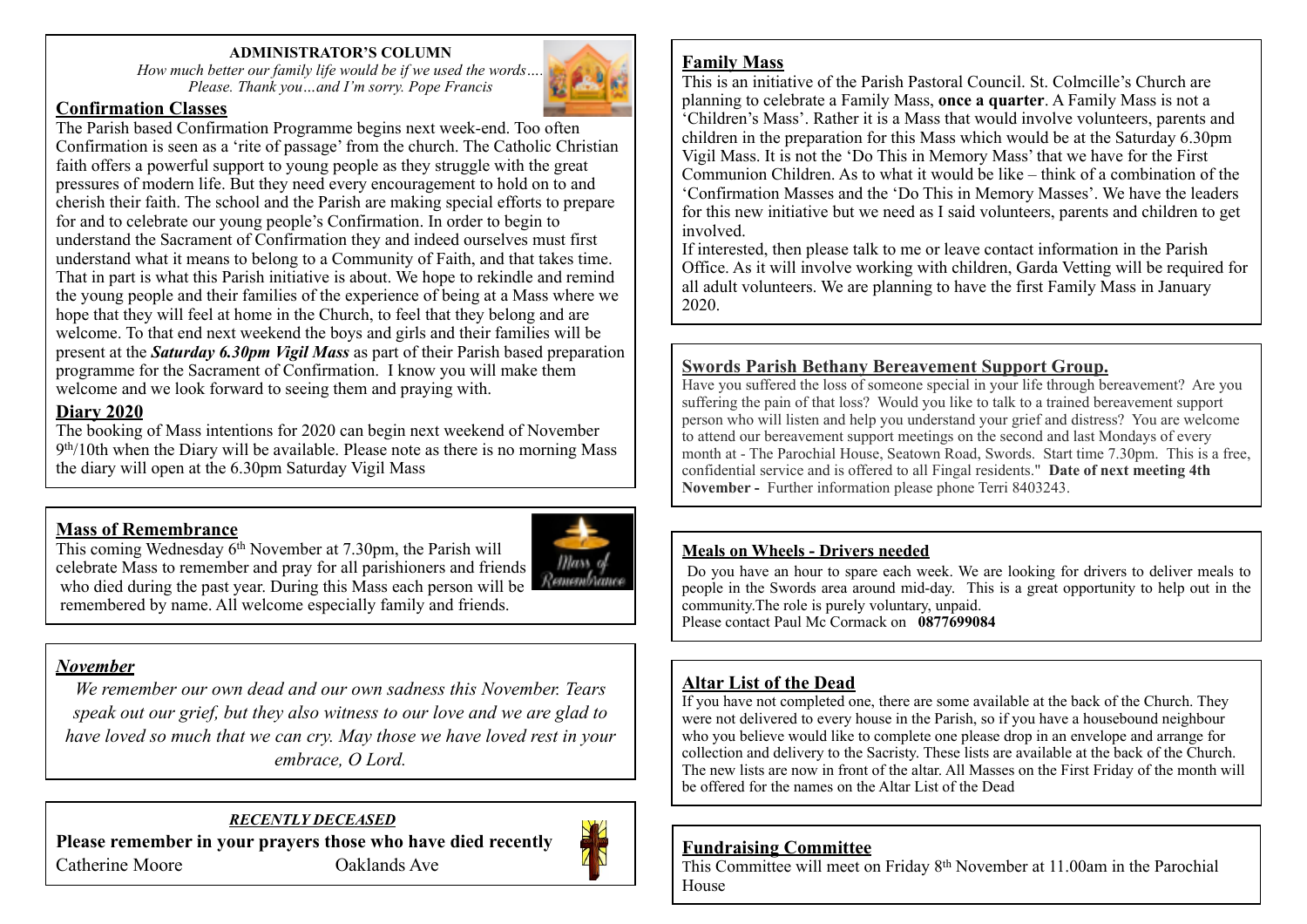**ADMINISTRATOR'S COLUMN**

*How much better our family life would be if we used the words…. Please. Thank you…and I'm sorry. Pope Francis*

## Confirmation Classes

The Parish based Confirmation Programme begins next week-end. Too often Confirmation is seen as a 'rite of passage' from the church. The Catholic Christian faith offers a powerful support to young people as they struggle with the great pressures of modern life. But they need every encouragement to hold on to and cherish their faith. The school and the Parish are making special efforts to prepare for and to celebrate our young people's Confirmation. In order to begin to understand the Sacrament of Confirmation they and indeed ourselves must first understand what it means to belong to a Community of Faith, and that takes time. That in part is what this Parish initiative is about. We hope to rekindle and remind the young people and their families of the experience of being at a Mass where we hope that they will feel at home in the Church, to feel that they belong and are welcome. To that end next weekend the boys and girls and their families will be present at the ***Saturday 6.30pm Vigil Mass*** as part of their Parish based preparation programme for the Sacrament of Confirmation. I know you will make them welcome and we look forward to seeing them and praying with.

## Diary 2020

The booking of Mass intentions for 2020 can begin next weekend of November 9th/10th when the Diary will be available. Please note as there is no morning Mass the diary will open at the 6.30pm Saturday Vigil Mass

## Mass of Remembrance

This coming Wednesday 6th November at 7.30pm, the Parish will celebrate Mass to remember and pray for all parishioners and friends who died during the past year. During this Mass each person will be remembered by name. All welcome especially family and friends.

## *November*

*We remember our own dead and our own sadness this November. Tears speak out our grief, but they also witness to our love and we are glad to have loved so much that we can cry. May those we have loved rest in your embrace, O Lord.*

***RECENTLY DECEASED***

**Please remember in your prayers those who have died recently**

Catherine Moore — Oaklands Ave

## Family Mass

This is an initiative of the Parish Pastoral Council. St. Colmcille's Church are planning to celebrate a Family Mass, **once a quarter**. A Family Mass is not a 'Children's Mass'. Rather it is a Mass that would involve volunteers, parents and children in the preparation for this Mass which would be at the Saturday 6.30pm Vigil Mass. It is not the 'Do This in Memory Mass' that we have for the First Communion Children. As to what it would be like – think of a combination of the 'Confirmation Masses and the 'Do This in Memory Masses'. We have the leaders for this new initiative but we need as I said volunteers, parents and children to get involved.

If interested, then please talk to me or leave contact information in the Parish Office. As it will involve working with children, Garda Vetting will be required for all adult volunteers. We are planning to have the first Family Mass in January 2020.

## Swords Parish Bethany Bereavement Support Group.

Have you suffered the loss of someone special in your life through bereavement? Are you suffering the pain of that loss? Would you like to talk to a trained bereavement support person who will listen and help you understand your grief and distress? You are welcome to attend our bereavement support meetings on the second and last Mondays of every month at - The Parochial House, Seatown Road, Swords. Start time 7.30pm. This is a free, confidential service and is offered to all Fingal residents." **Date of next meeting 4th November -** Further information please phone Terri 8403243.

## Meals on Wheels - Drivers needed

Do you have an hour to spare each week. We are looking for drivers to deliver meals to people in the Swords area around mid-day. This is a great opportunity to help out in the community.The role is purely voluntary, unpaid.
Please contact Paul Mc Cormack on **0877699084**

## Altar List of the Dead

If you have not completed one, there are some available at the back of the Church. They were not delivered to every house in the Parish, so if you have a housebound neighbour who you believe would like to complete one please drop in an envelope and arrange for collection and delivery to the Sacristy. These lists are available at the back of the Church. The new lists are now in front of the altar. All Masses on the First Friday of the month will be offered for the names on the Altar List of the Dead

## Fundraising Committee

This Committee will meet on Friday 8th November at 11.00am in the Parochial House